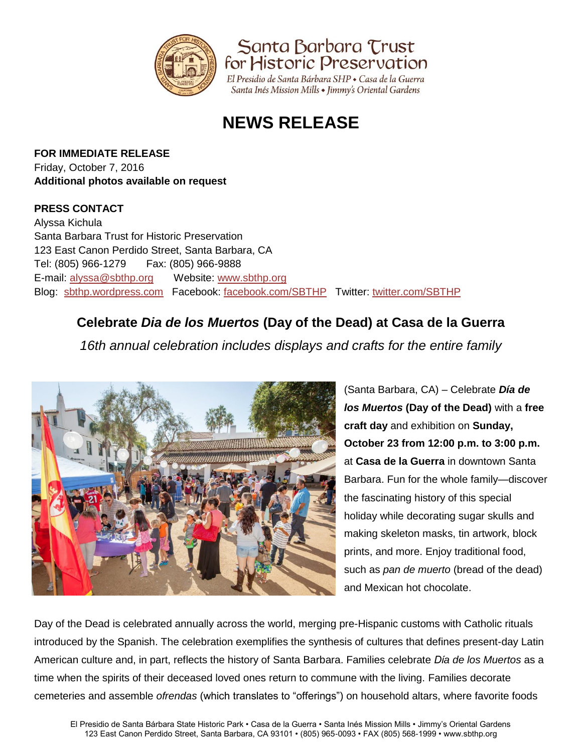Santa Barbara Trust for Historic Preservation

*El Presidio de Santa Bárbara SHP • Casa de la Guerra*
*Santa Inés Mission Mills • Jimmy's Oriental Gardens*

# NEWS RELEASE

**FOR IMMEDIATE RELEASE**
Friday, October 7, 2016
**Additional photos available on request**

**PRESS CONTACT**
Alyssa Kichula
Santa Barbara Trust for Historic Preservation
123 East Canon Perdido Street, Santa Barbara, CA
Tel: (805) 966-1279 Fax: (805) 966-9888
E-mail: alyssa@sbthp.org Website: www.sbthp.org
Blog: sbthp.wordpress.com Facebook: facebook.com/SBTHP Twitter: twitter.com/SBTHP

## Celebrate *Dia de los Muertos* (Day of the Dead) at Casa de la Guerra

*16th annual celebration includes displays and crafts for the entire family*

(Santa Barbara, CA) – Celebrate ***Día de los Muertos*** **(Day of the Dead)** with a **free craft day** and exhibition on **Sunday, October 23 from 12:00 p.m. to 3:00 p.m.** at **Casa de la Guerra** in downtown Santa Barbara. Fun for the whole family—discover the fascinating history of this special holiday while decorating sugar skulls and making skeleton masks, tin artwork, block prints, and more. Enjoy traditional food, such as *pan de muerto* (bread of the dead) and Mexican hot chocolate.

Day of the Dead is celebrated annually across the world, merging pre-Hispanic customs with Catholic rituals introduced by the Spanish. The celebration exemplifies the synthesis of cultures that defines present-day Latin American culture and, in part, reflects the history of Santa Barbara. Families celebrate *Día de los Muertos* as a time when the spirits of their deceased loved ones return to commune with the living. Families decorate cemeteries and assemble *ofrendas* (which translates to "offerings") on household altars, where favorite foods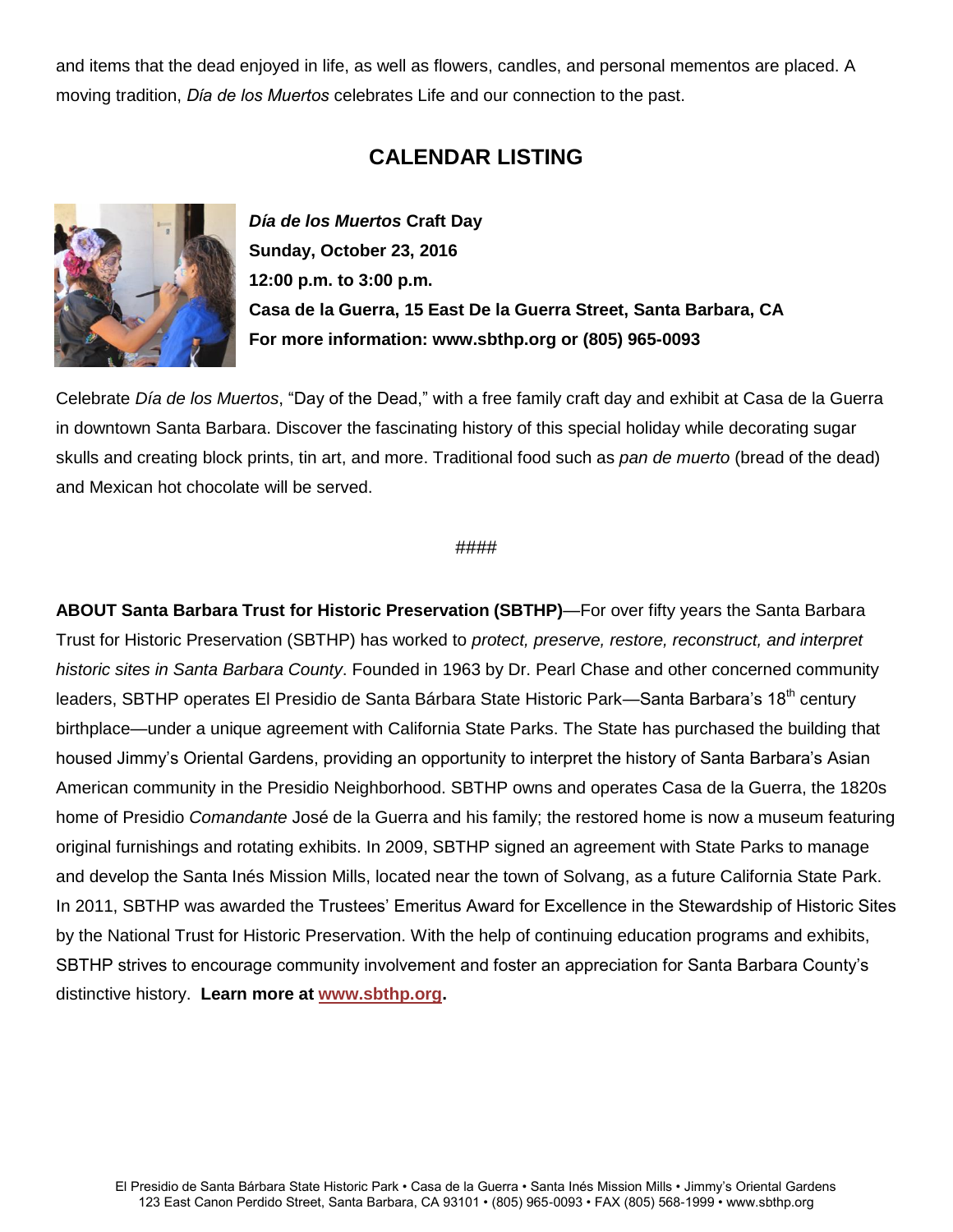and items that the dead enjoyed in life, as well as flowers, candles, and personal mementos are placed. A moving tradition, *Día de los Muertos* celebrates Life and our connection to the past.

## CALENDAR LISTING

***Día de los Muertos* Craft Day**
**Sunday, October 23, 2016**
**12:00 p.m. to 3:00 p.m.**
**Casa de la Guerra, 15 East De la Guerra Street, Santa Barbara, CA**
**For more information: www.sbthp.org or (805) 965-0093**

Celebrate *Día de los Muertos*, "Day of the Dead," with a free family craft day and exhibit at Casa de la Guerra in downtown Santa Barbara. Discover the fascinating history of this special holiday while decorating sugar skulls and creating block prints, tin art, and more. Traditional food such as *pan de muerto* (bread of the dead) and Mexican hot chocolate will be served.

####

**ABOUT Santa Barbara Trust for Historic Preservation (SBTHP)**—For over fifty years the Santa Barbara Trust for Historic Preservation (SBTHP) has worked to *protect, preserve, restore, reconstruct, and interpret historic sites in Santa Barbara County*. Founded in 1963 by Dr. Pearl Chase and other concerned community leaders, SBTHP operates El Presidio de Santa Bárbara State Historic Park—Santa Barbara's 18th century birthplace—under a unique agreement with California State Parks. The State has purchased the building that housed Jimmy's Oriental Gardens, providing an opportunity to interpret the history of Santa Barbara's Asian American community in the Presidio Neighborhood. SBTHP owns and operates Casa de la Guerra, the 1820s home of Presidio *Comandante* José de la Guerra and his family; the restored home is now a museum featuring original furnishings and rotating exhibits. In 2009, SBTHP signed an agreement with State Parks to manage and develop the Santa Inés Mission Mills, located near the town of Solvang, as a future California State Park. In 2011, SBTHP was awarded the Trustees' Emeritus Award for Excellence in the Stewardship of Historic Sites by the National Trust for Historic Preservation. With the help of continuing education programs and exhibits, SBTHP strives to encourage community involvement and foster an appreciation for Santa Barbara County's distinctive history. **Learn more at www.sbthp.org.**